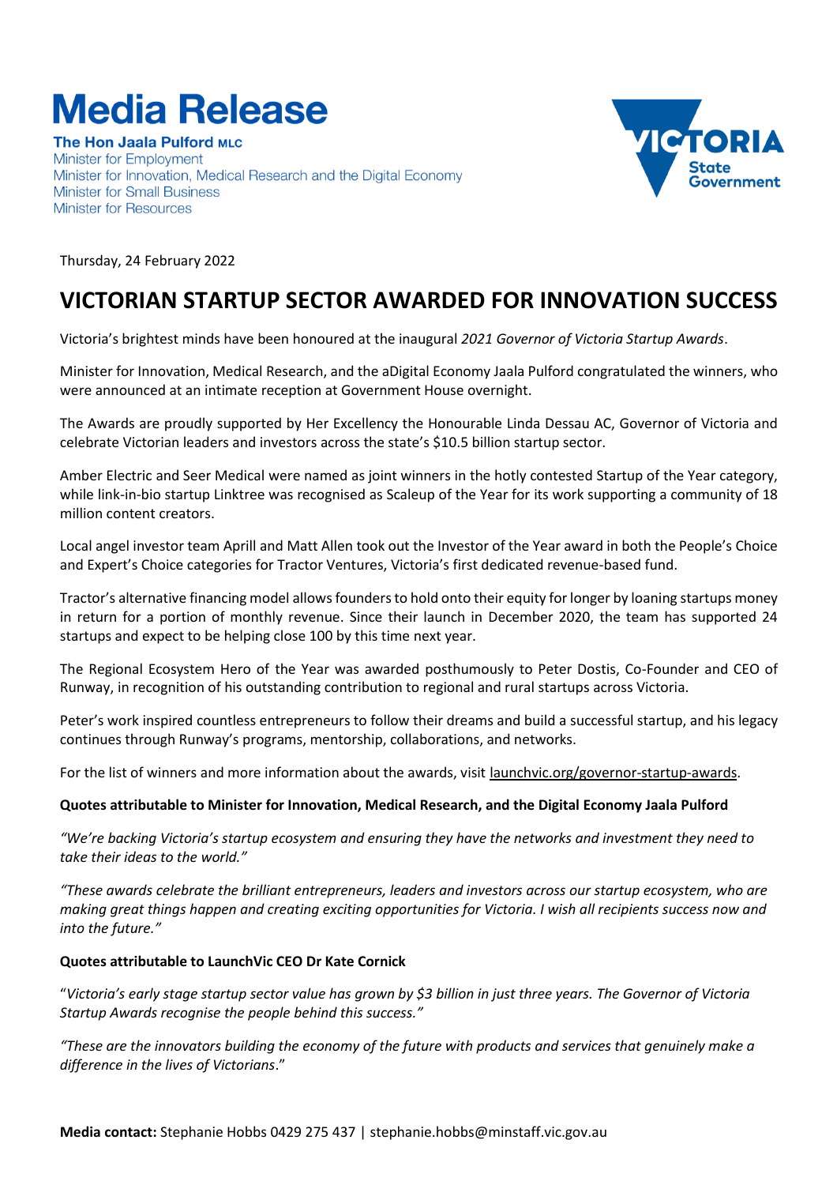# Media Release

**The Hon Jaala Pulford MLC**
Minister for Employment
Minister for Innovation, Medical Research and the Digital Economy
Minister for Small Business
Minister for Resources

Thursday, 24 February 2022

## VICTORIAN STARTUP SECTOR AWARDED FOR INNOVATION SUCCESS

Victoria's brightest minds have been honoured at the inaugural *2021 Governor of Victoria Startup Awards*.

Minister for Innovation, Medical Research, and the aDigital Economy Jaala Pulford congratulated the winners, who were announced at an intimate reception at Government House overnight.

The Awards are proudly supported by Her Excellency the Honourable Linda Dessau AC, Governor of Victoria and celebrate Victorian leaders and investors across the state's $10.5 billion startup sector.

Amber Electric and Seer Medical were named as joint winners in the hotly contested Startup of the Year category, while link-in-bio startup Linktree was recognised as Scaleup of the Year for its work supporting a community of 18 million content creators.

Local angel investor team Aprill and Matt Allen took out the Investor of the Year award in both the People's Choice and Expert's Choice categories for Tractor Ventures, Victoria's first dedicated revenue-based fund.

Tractor's alternative financing model allows founders to hold onto their equity for longer by loaning startups money in return for a portion of monthly revenue. Since their launch in December 2020, the team has supported 24 startups and expect to be helping close 100 by this time next year.

The Regional Ecosystem Hero of the Year was awarded posthumously to Peter Dostis, Co-Founder and CEO of Runway, in recognition of his outstanding contribution to regional and rural startups across Victoria.

Peter's work inspired countless entrepreneurs to follow their dreams and build a successful startup, and his legacy continues through Runway's programs, mentorship, collaborations, and networks.

For the list of winners and more information about the awards, visit launchvic.org/governor-startup-awards.

**Quotes attributable to Minister for Innovation, Medical Research, and the Digital Economy Jaala Pulford**

*"We're backing Victoria's startup ecosystem and ensuring they have the networks and investment they need to take their ideas to the world."*

*"These awards celebrate the brilliant entrepreneurs, leaders and investors across our startup ecosystem, who are making great things happen and creating exciting opportunities for Victoria. I wish all recipients success now and into the future."*

**Quotes attributable to LaunchVic CEO Dr Kate Cornick**

"*Victoria's early stage startup sector value has grown by $3 billion in just three years. The Governor of Victoria Startup Awards recognise the people behind this success."*

*"These are the innovators building the economy of the future with products and services that genuinely make a difference in the lives of Victorians*."

**Media contact:** Stephanie Hobbs 0429 275 437 | stephanie.hobbs@minstaff.vic.gov.au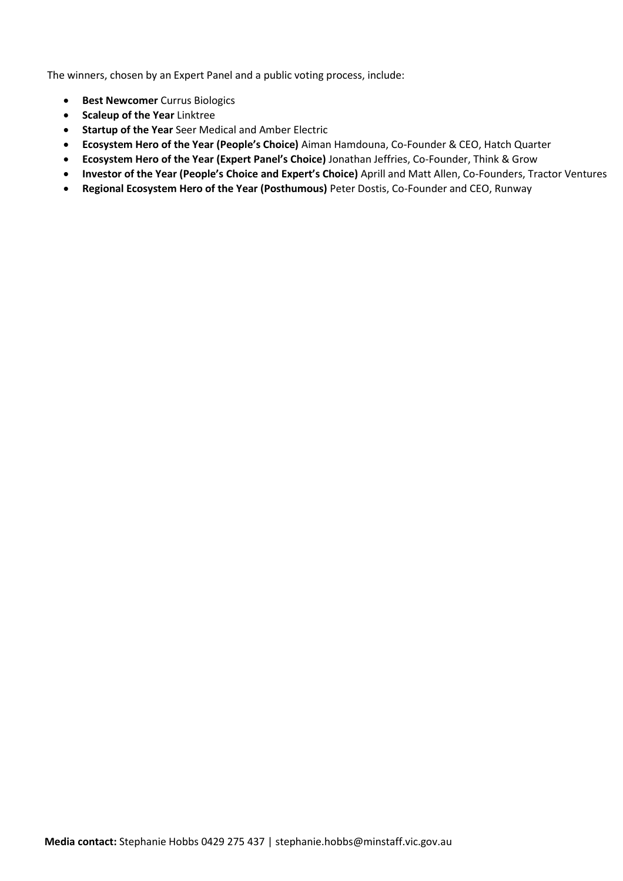The winners, chosen by an Expert Panel and a public voting process, include:

- **Best Newcomer** Currus Biologics
- **Scaleup of the Year** Linktree
- **Startup of the Year** Seer Medical and Amber Electric
- **Ecosystem Hero of the Year (People's Choice)** Aiman Hamdouna, Co-Founder & CEO, Hatch Quarter
- **Ecosystem Hero of the Year (Expert Panel's Choice)** Jonathan Jeffries, Co-Founder, Think & Grow
- **Investor of the Year (People's Choice and Expert's Choice)** Aprill and Matt Allen, Co-Founders, Tractor Ventures
- **Regional Ecosystem Hero of the Year (Posthumous)** Peter Dostis, Co-Founder and CEO, Runway

**Media contact:** Stephanie Hobbs 0429 275 437 | stephanie.hobbs@minstaff.vic.gov.au